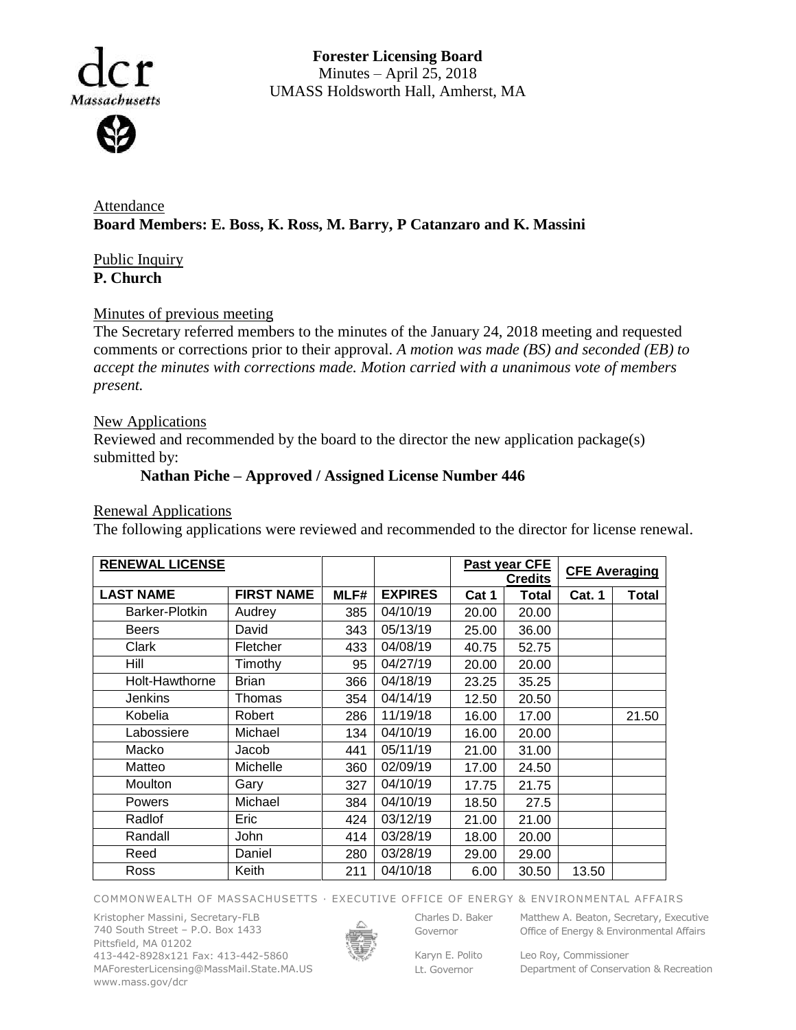**Forester Licensing Board**
Minutes – April 25, 2018
UMASS Holdsworth Hall, Amherst, MA

Attendance
**Board Members: E. Boss, K. Ross, M. Barry, P Catanzaro and K. Massini**

Public Inquiry
**P. Church**

Minutes of previous meeting
The Secretary referred members to the minutes of the January 24, 2018 meeting and requested comments or corrections prior to their approval. *A motion was made (BS) and seconded (EB) to accept the minutes with corrections made. Motion carried with a unanimous vote of members present.*

New Applications
Reviewed and recommended by the board to the director the new application package(s) submitted by:

**Nathan Piche – Approved / Assigned License Number 446**

Renewal Applications
The following applications were reviewed and recommended to the director for license renewal.

| RENEWAL LICENSE | | | | Past year CFE Credits | | CFE Averaging | |
|---|---|---|---|---|---|---|---|
| LAST NAME | FIRST NAME | MLF# | EXPIRES | Cat 1 | Total | Cat. 1 | Total |
| Barker-Plotkin | Audrey | 385 | 04/10/19 | 20.00 | 20.00 | | |
| Beers | David | 343 | 05/13/19 | 25.00 | 36.00 | | |
| Clark | Fletcher | 433 | 04/08/19 | 40.75 | 52.75 | | |
| Hill | Timothy | 95 | 04/27/19 | 20.00 | 20.00 | | |
| Holt-Hawthorne | Brian | 366 | 04/18/19 | 23.25 | 35.25 | | |
| Jenkins | Thomas | 354 | 04/14/19 | 12.50 | 20.50 | | |
| Kobelia | Robert | 286 | 11/19/18 | 16.00 | 17.00 | | 21.50 |
| Labossiere | Michael | 134 | 04/10/19 | 16.00 | 20.00 | | |
| Macko | Jacob | 441 | 05/11/19 | 21.00 | 31.00 | | |
| Matteo | Michelle | 360 | 02/09/19 | 17.00 | 24.50 | | |
| Moulton | Gary | 327 | 04/10/19 | 17.75 | 21.75 | | |
| Powers | Michael | 384 | 04/10/19 | 18.50 | 27.5 | | |
| Radlof | Eric | 424 | 03/12/19 | 21.00 | 21.00 | | |
| Randall | John | 414 | 03/28/19 | 18.00 | 20.00 | | |
| Reed | Daniel | 280 | 03/28/19 | 29.00 | 29.00 | | |
| Ross | Keith | 211 | 04/10/18 | 6.00 | 30.50 | 13.50 | |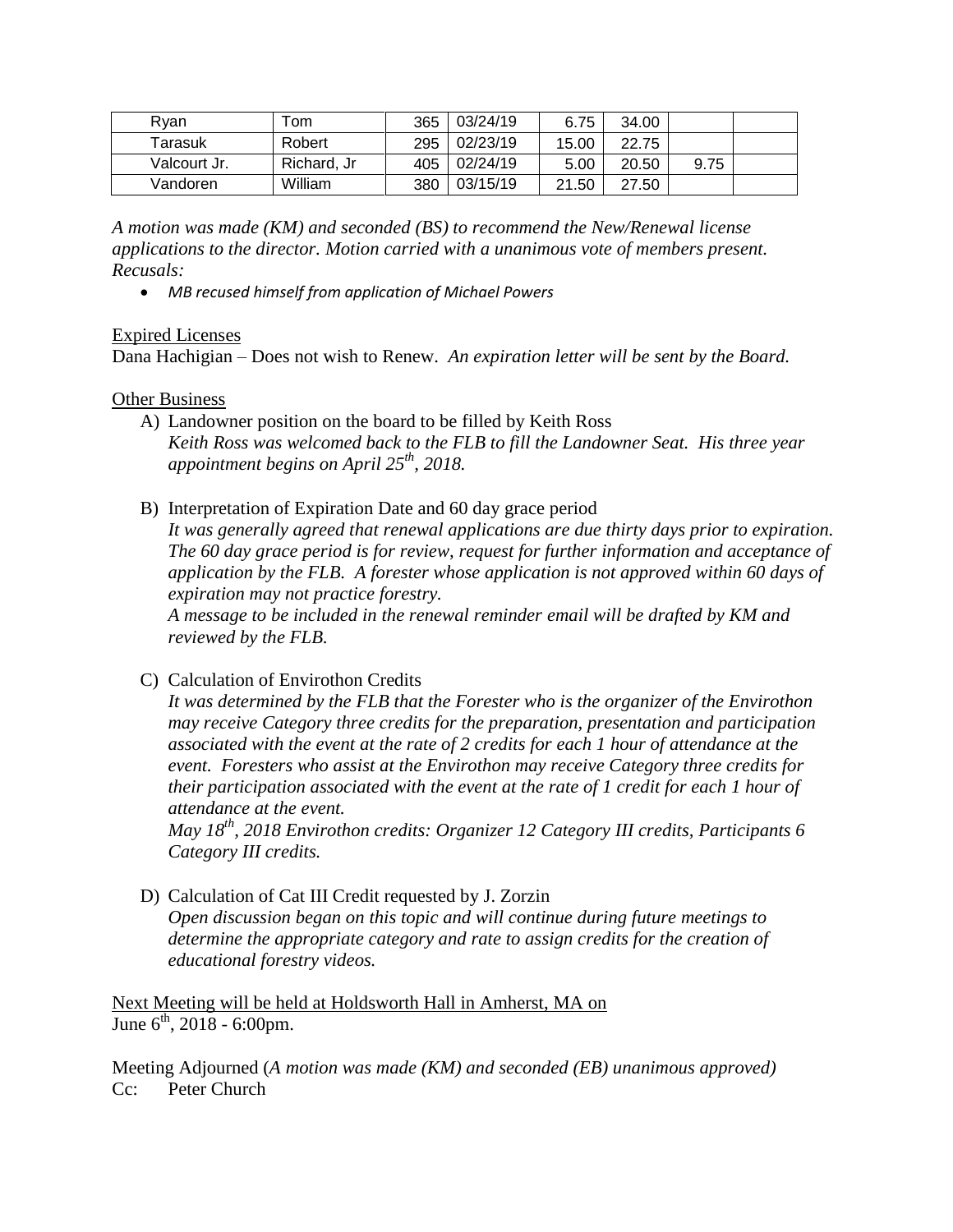| | | | | | | | |
|---|---|---|---|---|---|---|---|
| Ryan | Tom | 365 | 03/24/19 | 6.75 | 34.00 | | |
| Tarasuk | Robert | 295 | 02/23/19 | 15.00 | 22.75 | | |
| Valcourt Jr. | Richard, Jr | 405 | 02/24/19 | 5.00 | 20.50 | 9.75 | |
| Vandoren | William | 380 | 03/15/19 | 21.50 | 27.50 | | |

*A motion was made (KM) and seconded (BS) to recommend the New/Renewal license applications to the director. Motion carried with a unanimous vote of members present. Recusals:*

- *MB recused himself from application of Michael Powers*

Expired Licenses

Dana Hachigian – Does not wish to Renew. *An expiration letter will be sent by the Board.*

Other Business

A) Landowner position on the board to be filled by Keith Ross
*Keith Ross was welcomed back to the FLB to fill the Landowner Seat. His three year appointment begins on April 25th, 2018.*

B) Interpretation of Expiration Date and 60 day grace period
*It was generally agreed that renewal applications are due thirty days prior to expiration. The 60 day grace period is for review, request for further information and acceptance of application by the FLB. A forester whose application is not approved within 60 days of expiration may not practice forestry.*
*A message to be included in the renewal reminder email will be drafted by KM and reviewed by the FLB.*

C) Calculation of Envirothon Credits
*It was determined by the FLB that the Forester who is the organizer of the Envirothon may receive Category three credits for the preparation, presentation and participation associated with the event at the rate of 2 credits for each 1 hour of attendance at the event. Foresters who assist at the Envirothon may receive Category three credits for their participation associated with the event at the rate of 1 credit for each 1 hour of attendance at the event.*
*May 18th, 2018 Envirothon credits: Organizer 12 Category III credits, Participants 6 Category III credits.*

D) Calculation of Cat III Credit requested by J. Zorzin
*Open discussion began on this topic and will continue during future meetings to determine the appropriate category and rate to assign credits for the creation of educational forestry videos.*

Next Meeting will be held at Holdsworth Hall in Amherst, MA on June 6th, 2018 - 6:00pm.

Meeting Adjourned (*A motion was made (KM) and seconded (EB) unanimous approved)*

Cc: Peter Church